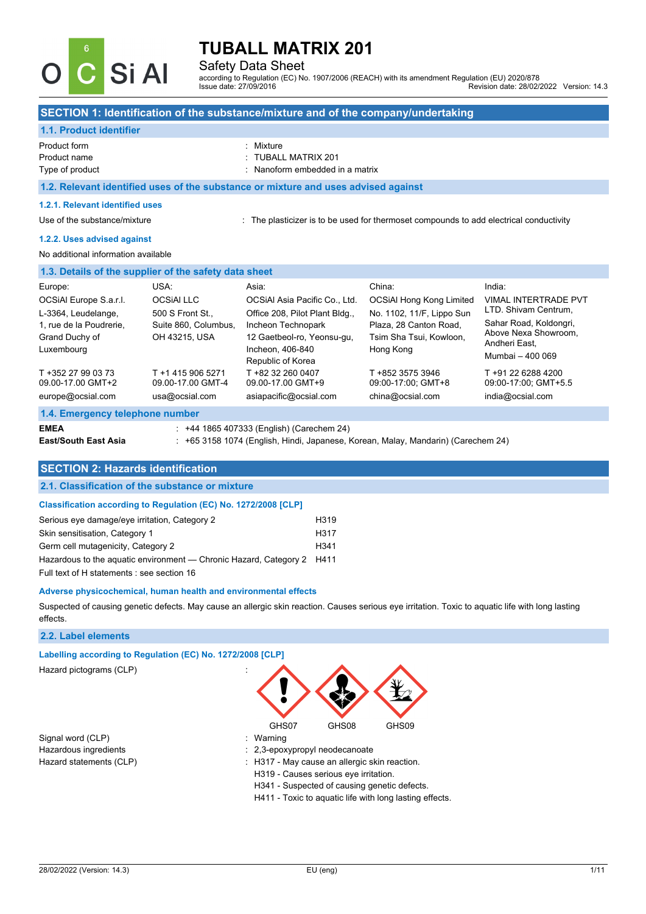# TUBALL MATRIX 201

Safety Data Sheet

according to Regulation (EC) No. 1907/2006 (REACH) with its amendment Regulation (EU) 2020/878

Issue date: 27/09/2016 Revision date: 28/02/2022 Version: 14.3

## SECTION 1: Identification of the substance/mixture and of the company/undertaking

### 1.1. Product identifier

| | |
|---|---|
| Product form | : Mixture |
| Product name | : TUBALL MATRIX 201 |
| Type of product | : Nanoform embedded in a matrix |

### 1.2. Relevant identified uses of the substance or mixture and uses advised against

#### 1.2.1. Relevant identified uses

Use of the substance/mixture : The plasticizer is to be used for thermoset compounds to add electrical conductivity

#### 1.2.2. Uses advised against

No additional information available

### 1.3. Details of the supplier of the safety data sheet

| Europe: | USA: | Asia: | China: | India: |
|---|---|---|---|---|
| OCSiAl Europe S.a.r.l.<br>L-3364, Leudelange,<br>1, rue de la Poudrerie,<br>Grand Duchy of Luxembourg | OCSiAl LLC<br>500 S Front St.,<br>Suite 860, Columbus,<br>OH 43215, USA | OCSiAl Asia Pacific Co., Ltd.<br>Office 208, Pilot Plant Bldg.,<br>Incheon Technopark<br>12 Gaetbeol-ro, Yeonsu-gu,<br>Incheon, 406-840<br>Republic of Korea | OCSiAl Hong Kong Limited<br>No. 1102, 11/F, Lippo Sun<br>Plaza, 28 Canton Road,<br>Tsim Sha Tsui, Kowloon,<br>Hong Kong | VIMAL INTERTRADE PVT LTD. Shivam Centrum,<br>Sahar Road, Koldongri, Above Nexa Showroom, Andheri East,<br>Mumbai – 400 069 |
| T +352 27 99 03 73<br>09.00-17.00 GMT+2 | T +1 415 906 5271<br>09.00-17.00 GMT-4 | T +82 32 260 0407<br>09.00-17.00 GMT+9 | T +852 3575 3946<br>09:00-17:00; GMT+8 | T +91 22 6288 4200<br>09:00-17:00; GMT+5.5 |
| europe@ocsial.com | usa@ocsial.com | asiapacific@ocsial.com | china@ocsial.com | india@ocsial.com |

### 1.4. Emergency telephone number

| | |
|---|---|
| **EMEA** | : +44 1865 407333 (English) (Carechem 24) |
| **East/South East Asia** | : +65 3158 1074 (English, Hindi, Japanese, Korean, Malay, Mandarin) (Carechem 24) |

## SECTION 2: Hazards identification

### 2.1. Classification of the substance or mixture

#### Classification according to Regulation (EC) No. 1272/2008 [CLP]

| | |
|---|---|
| Serious eye damage/eye irritation, Category 2 | H319 |
| Skin sensitisation, Category 1 | H317 |
| Germ cell mutagenicity, Category 2 | H341 |
| Hazardous to the aquatic environment — Chronic Hazard, Category 2 | H411 |

Full text of H statements : see section 16

#### Adverse physicochemical, human health and environmental effects

Suspected of causing genetic defects. May cause an allergic skin reaction. Causes serious eye irritation. Toxic to aquatic life with long lasting effects.

### 2.2. Label elements

#### Labelling according to Regulation (EC) No. 1272/2008 [CLP]

Hazard pictograms (CLP) : GHS07 GHS08 GHS09

Signal word (CLP) : Warning

Hazardous ingredients : 2,3-epoxypropyl neodecanoate

Hazard statements (CLP) : H317 - May cause an allergic skin reaction.
H319 - Causes serious eye irritation.
H341 - Suspected of causing genetic defects.
H411 - Toxic to aquatic life with long lasting effects.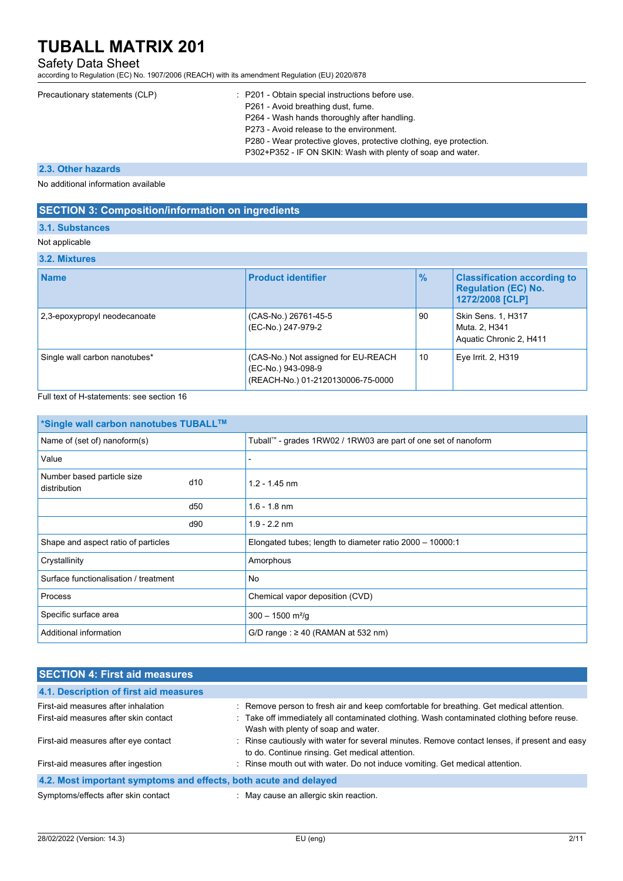Precautionary statements (CLP) : P201 - Obtain special instructions before use.
P261 - Avoid breathing dust, fume.
P264 - Wash hands thoroughly after handling.
P273 - Avoid release to the environment.
P280 - Wear protective gloves, protective clothing, eye protection.
P302+P352 - IF ON SKIN: Wash with plenty of soap and water.

### 2.3. Other hazards

No additional information available

## SECTION 3: Composition/information on ingredients

### 3.1. Substances

Not applicable

### 3.2. Mixtures

| Name | Product identifier | % | Classification according to Regulation (EC) No. 1272/2008 [CLP] |
|---|---|---|---|
| 2,3-epoxypropyl neodecanoate | (CAS-No.) 26761-45-5<br>(EC-No.) 247-979-2 | 90 | Skin Sens. 1, H317<br>Muta. 2, H341<br>Aquatic Chronic 2, H411 |
| Single wall carbon nanotubes* | (CAS-No.) Not assigned for EU-REACH<br>(EC-No.) 943-098-9<br>(REACH-No.) 01-2120130006-75-0000 | 10 | Eye Irrit. 2, H319 |

Full text of H-statements: see section 16

| *Single wall carbon nanotubes TUBALL™ | | |
|---|---|---|
| Name of (set of) nanoform(s) | | Tuball™ - grades 1RW02 / 1RW03 are part of one set of nanoform |
| Value | | - |
| Number based particle size distribution | d10 | 1.2 - 1.45 nm |
| | d50 | 1.6 - 1.8 nm |
| | d90 | 1.9 - 2.2 nm |
| Shape and aspect ratio of particles | | Elongated tubes; length to diameter ratio 2000 – 10000:1 |
| Crystallinity | | Amorphous |
| Surface functionalisation / treatment | | No |
| Process | | Chemical vapor deposition (CVD) |
| Specific surface area | | 300 – 1500 m²/g |
| Additional information | | G/D range : ≥ 40 (RAMAN at 532 nm) |

## SECTION 4: First aid measures

### 4.1. Description of first aid measures

First-aid measures after inhalation : Remove person to fresh air and keep comfortable for breathing. Get medical attention.

First-aid measures after skin contact : Take off immediately all contaminated clothing. Wash contaminated clothing before reuse. Wash with plenty of soap and water.

First-aid measures after eye contact : Rinse cautiously with water for several minutes. Remove contact lenses, if present and easy to do. Continue rinsing. Get medical attention.

First-aid measures after ingestion : Rinse mouth out with water. Do not induce vomiting. Get medical attention.

### 4.2. Most important symptoms and effects, both acute and delayed

Symptoms/effects after skin contact : May cause an allergic skin reaction.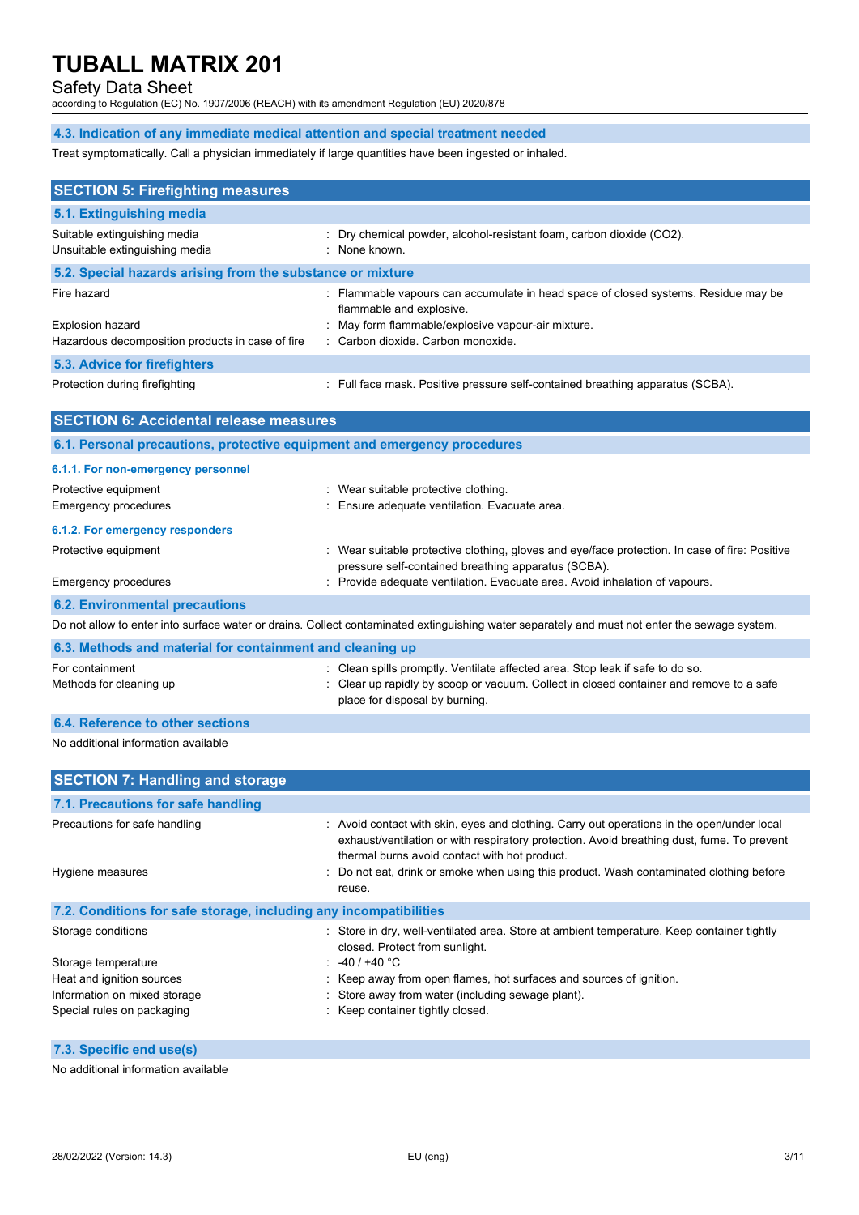### 4.3. Indication of any immediate medical attention and special treatment needed

Treat symptomatically. Call a physician immediately if large quantities have been ingested or inhaled.

## SECTION 5: Firefighting measures

### 5.1. Extinguishing media

| | |
|---|---|
| Suitable extinguishing media | : Dry chemical powder, alcohol-resistant foam, carbon dioxide ($CO_2$). |
| Unsuitable extinguishing media | : None known. |

### 5.2. Special hazards arising from the substance or mixture

| | |
|---|---|
| Fire hazard | : Flammable vapours can accumulate in head space of closed systems. Residue may be flammable and explosive. |
| Explosion hazard | : May form flammable/explosive vapour-air mixture. |
| Hazardous decomposition products in case of fire | : Carbon dioxide. Carbon monoxide. |

### 5.3. Advice for firefighters

| | |
|---|---|
| Protection during firefighting | : Full face mask. Positive pressure self-contained breathing apparatus (SCBA). |

## SECTION 6: Accidental release measures

### 6.1. Personal precautions, protective equipment and emergency procedures

#### 6.1.1. For non-emergency personnel

| | |
|---|---|
| Protective equipment | : Wear suitable protective clothing. |
| Emergency procedures | : Ensure adequate ventilation. Evacuate area. |

#### 6.1.2. For emergency responders

| | |
|---|---|
| Protective equipment | : Wear suitable protective clothing, gloves and eye/face protection. In case of fire: Positive pressure self-contained breathing apparatus (SCBA). |
| Emergency procedures | : Provide adequate ventilation. Evacuate area. Avoid inhalation of vapours. |

### 6.2. Environmental precautions

Do not allow to enter into surface water or drains. Collect contaminated extinguishing water separately and must not enter the sewage system.

### 6.3. Methods and material for containment and cleaning up

| | |
|---|---|
| For containment | : Clean spills promptly. Ventilate affected area. Stop leak if safe to do so. |
| Methods for cleaning up | : Clear up rapidly by scoop or vacuum. Collect in closed container and remove to a safe place for disposal by burning. |

### 6.4. Reference to other sections

No additional information available

## SECTION 7: Handling and storage

### 7.1. Precautions for safe handling

| | |
|---|---|
| Precautions for safe handling | : Avoid contact with skin, eyes and clothing. Carry out operations in the open/under local exhaust/ventilation or with respiratory protection. Avoid breathing dust, fume. To prevent thermal burns avoid contact with hot product. |
| Hygiene measures | : Do not eat, drink or smoke when using this product. Wash contaminated clothing before reuse. |

### 7.2. Conditions for safe storage, including any incompatibilities

| | |
|---|---|
| Storage conditions | : Store in dry, well-ventilated area. Store at ambient temperature. Keep container tightly closed. Protect from sunlight. |
| Storage temperature | : -40 / +40 °C |
| Heat and ignition sources | : Keep away from open flames, hot surfaces and sources of ignition. |
| Information on mixed storage | : Store away from water (including sewage plant). |
| Special rules on packaging | : Keep container tightly closed. |

### 7.3. Specific end use(s)

No additional information available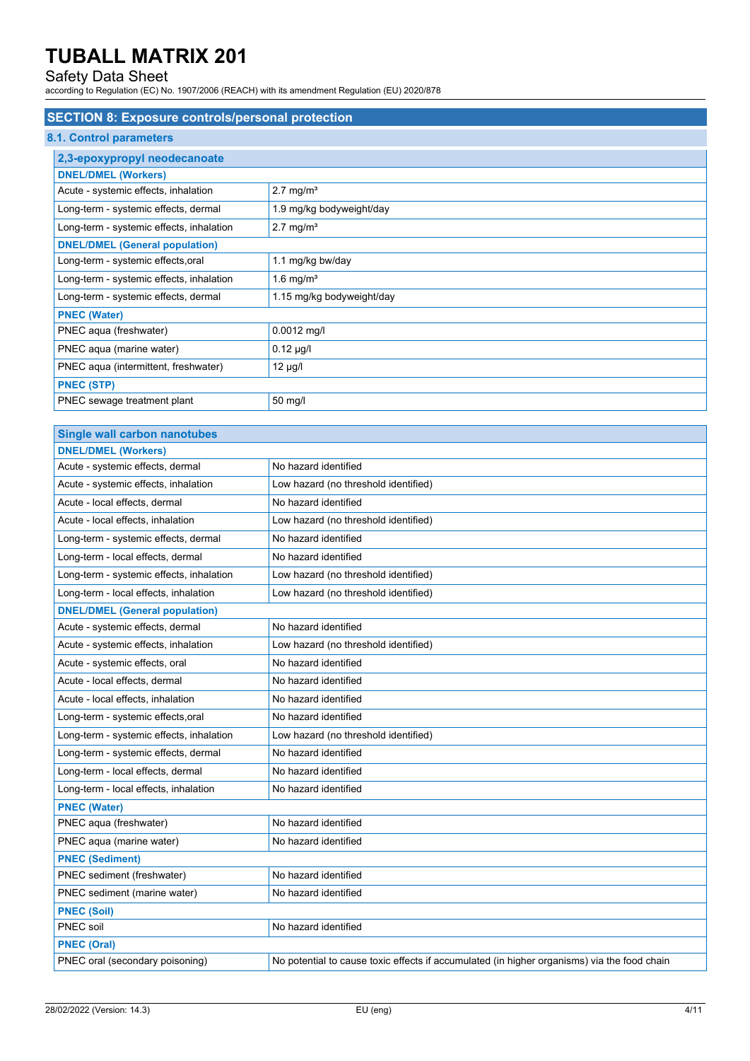## SECTION 8: Exposure controls/personal protection

### 8.1. Control parameters

| 2,3-epoxypropyl neodecanoate | |
|---|---|
| **DNEL/DMEL (Workers)** | |
| Acute - systemic effects, inhalation | 2.7 mg/m³ |
| Long-term - systemic effects, dermal | 1.9 mg/kg bodyweight/day |
| Long-term - systemic effects, inhalation | 2.7 mg/m³ |
| **DNEL/DMEL (General population)** | |
| Long-term - systemic effects,oral | 1.1 mg/kg bw/day |
| Long-term - systemic effects, inhalation | 1.6 mg/m³ |
| Long-term - systemic effects, dermal | 1.15 mg/kg bodyweight/day |
| **PNEC (Water)** | |
| PNEC aqua (freshwater) | 0.0012 mg/l |
| PNEC aqua (marine water) | 0.12 µg/l |
| PNEC aqua (intermittent, freshwater) | 12 µg/l |
| **PNEC (STP)** | |
| PNEC sewage treatment plant | 50 mg/l |

| Single wall carbon nanotubes | |
|---|---|
| **DNEL/DMEL (Workers)** | |
| Acute - systemic effects, dermal | No hazard identified |
| Acute - systemic effects, inhalation | Low hazard (no threshold identified) |
| Acute - local effects, dermal | No hazard identified |
| Acute - local effects, inhalation | Low hazard (no threshold identified) |
| Long-term - systemic effects, dermal | No hazard identified |
| Long-term - local effects, dermal | No hazard identified |
| Long-term - systemic effects, inhalation | Low hazard (no threshold identified) |
| Long-term - local effects, inhalation | Low hazard (no threshold identified) |
| **DNEL/DMEL (General population)** | |
| Acute - systemic effects, dermal | No hazard identified |
| Acute - systemic effects, inhalation | Low hazard (no threshold identified) |
| Acute - systemic effects, oral | No hazard identified |
| Acute - local effects, dermal | No hazard identified |
| Acute - local effects, inhalation | No hazard identified |
| Long-term - systemic effects,oral | No hazard identified |
| Long-term - systemic effects, inhalation | Low hazard (no threshold identified) |
| Long-term - systemic effects, dermal | No hazard identified |
| Long-term - local effects, dermal | No hazard identified |
| Long-term - local effects, inhalation | No hazard identified |
| **PNEC (Water)** | |
| PNEC aqua (freshwater) | No hazard identified |
| PNEC aqua (marine water) | No hazard identified |
| **PNEC (Sediment)** | |
| PNEC sediment (freshwater) | No hazard identified |
| PNEC sediment (marine water) | No hazard identified |
| **PNEC (Soil)** | |
| PNEC soil | No hazard identified |
| **PNEC (Oral)** | |
| PNEC oral (secondary poisoning) | No potential to cause toxic effects if accumulated (in higher organisms) via the food chain |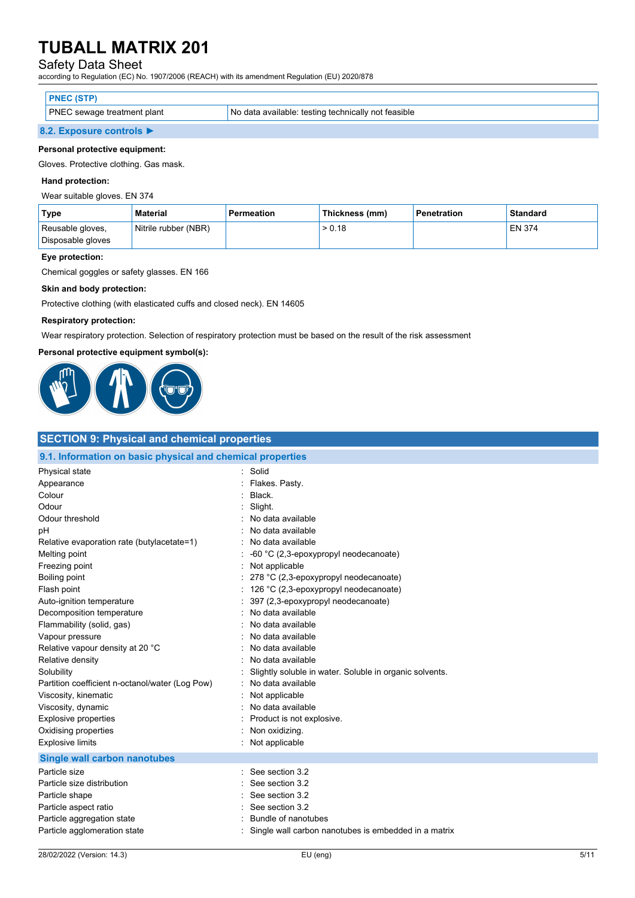| PNEC (STP) | |
|---|---|
| PNEC sewage treatment plant | No data available: testing technically not feasible |

### 8.2. Exposure controls ►

**Personal protective equipment:**

Gloves. Protective clothing. Gas mask.

**Hand protection:**

Wear suitable gloves. EN 374

| Type | Material | Permeation | Thickness (mm) | Penetration | Standard |
|---|---|---|---|---|---|
| Reusable gloves, Disposable gloves | Nitrile rubber (NBR) | | > 0.18 | | EN 374 |

**Eye protection:**

Chemical goggles or safety glasses. EN 166

**Skin and body protection:**

Protective clothing (with elasticated cuffs and closed neck). EN 14605

**Respiratory protection:**

Wear respiratory protection. Selection of respiratory protection must be based on the result of the risk assessment

**Personal protective equipment symbol(s):**

## SECTION 9: Physical and chemical properties

### 9.1. Information on basic physical and chemical properties

| | |
|---|---|
| Physical state | : Solid |
| Appearance | : Flakes. Pasty. |
| Colour | : Black. |
| Odour | : Slight. |
| Odour threshold | : No data available |
| pH | : No data available |
| Relative evaporation rate (butylacetate=1) | : No data available |
| Melting point | : -60 °C (2,3-epoxypropyl neodecanoate) |
| Freezing point | : Not applicable |
| Boiling point | : 278 °C (2,3-epoxypropyl neodecanoate) |
| Flash point | : 126 °C (2,3-epoxypropyl neodecanoate) |
| Auto-ignition temperature | : 397 (2,3-epoxypropyl neodecanoate) |
| Decomposition temperature | : No data available |
| Flammability (solid, gas) | : No data available |
| Vapour pressure | : No data available |
| Relative vapour density at 20 °C | : No data available |
| Relative density | : No data available |
| Solubility | : Slightly soluble in water. Soluble in organic solvents. |
| Partition coefficient n-octanol/water (Log Pow) | : No data available |
| Viscosity, kinematic | : Not applicable |
| Viscosity, dynamic | : No data available |
| Explosive properties | : Product is not explosive. |
| Oxidising properties | : Non oxidizing. |
| Explosive limits | : Not applicable |

### Single wall carbon nanotubes

| | |
|---|---|
| Particle size | : See section 3.2 |
| Particle size distribution | : See section 3.2 |
| Particle shape | : See section 3.2 |
| Particle aspect ratio | : See section 3.2 |
| Particle aggregation state | : Bundle of nanotubes |
| Particle agglomeration state | : Single wall carbon nanotubes is embedded in a matrix |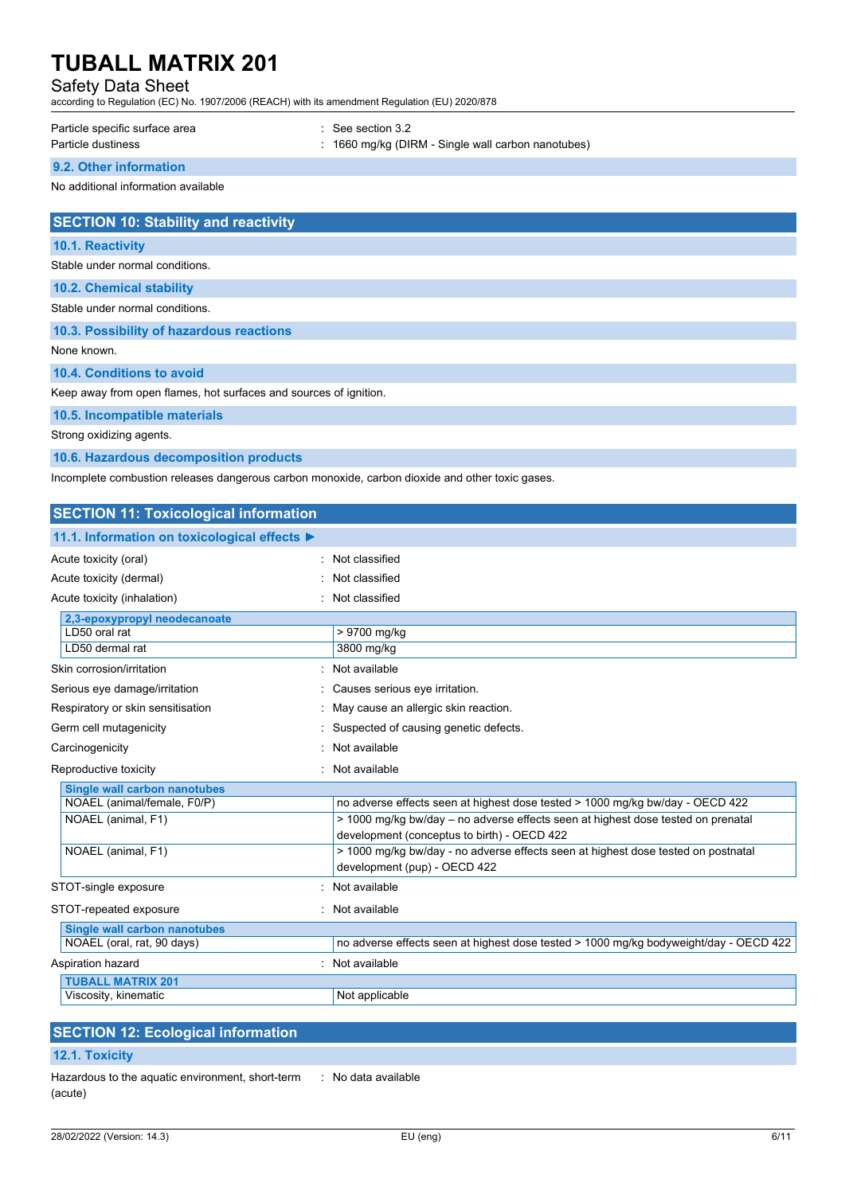Particle specific surface area : See section 3.2
Particle dustiness : 1660 mg/kg (DIRM - Single wall carbon nanotubes)

### 9.2. Other information

No additional information available

## SECTION 10: Stability and reactivity

### 10.1. Reactivity

Stable under normal conditions.

### 10.2. Chemical stability

Stable under normal conditions.

### 10.3. Possibility of hazardous reactions

None known.

### 10.4. Conditions to avoid

Keep away from open flames, hot surfaces and sources of ignition.

### 10.5. Incompatible materials

Strong oxidizing agents.

### 10.6. Hazardous decomposition products

Incomplete combustion releases dangerous carbon monoxide, carbon dioxide and other toxic gases.

## SECTION 11: Toxicological information

### 11.1. Information on toxicological effects ►

Acute toxicity (oral) : Not classified
Acute toxicity (dermal) : Not classified
Acute toxicity (inhalation) : Not classified

| 2,3-epoxypropyl neodecanoate | |
|---|---|
| LD50 oral rat | > 9700 mg/kg |
| LD50 dermal rat | 3800 mg/kg |

Skin corrosion/irritation : Not available
Serious eye damage/irritation : Causes serious eye irritation.
Respiratory or skin sensitisation : May cause an allergic skin reaction.
Germ cell mutagenicity : Suspected of causing genetic defects.
Carcinogenicity : Not available
Reproductive toxicity : Not available

| Single wall carbon nanotubes | |
|---|---|
| NOAEL (animal/female, F0/P) | no adverse effects seen at highest dose tested > 1000 mg/kg bw/day - OECD 422 |
| NOAEL (animal, F1) | > 1000 mg/kg bw/day – no adverse effects seen at highest dose tested on prenatal development (conceptus to birth) - OECD 422 |
| NOAEL (animal, F1) | > 1000 mg/kg bw/day - no adverse effects seen at highest dose tested on postnatal development (pup) - OECD 422 |

STOT-single exposure : Not available
STOT-repeated exposure : Not available

| Single wall carbon nanotubes | |
|---|---|
| NOAEL (oral, rat, 90 days) | no adverse effects seen at highest dose tested > 1000 mg/kg bodyweight/day - OECD 422 |

Aspiration hazard : Not available

| TUBALL MATRIX 201 | |
|---|---|
| Viscosity, kinematic | Not applicable |

## SECTION 12: Ecological information

### 12.1. Toxicity

Hazardous to the aquatic environment, short-term (acute) : No data available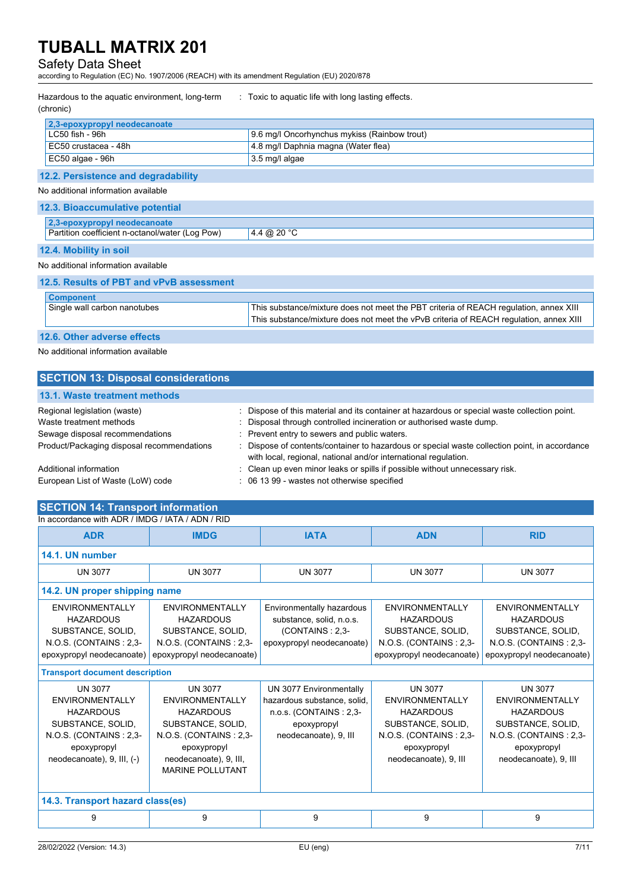Hazardous to the aquatic environment, long-term (chronic) : Toxic to aquatic life with long lasting effects.

| 2,3-epoxypropyl neodecanoate | |
|---|---|
| LC50 fish - 96h | 9.6 mg/l Oncorhynchus mykiss (Rainbow trout) |
| EC50 crustacea - 48h | 4.8 mg/l Daphnia magna (Water flea) |
| EC50 algae - 96h | 3.5 mg/l algae |

### 12.2. Persistence and degradability

No additional information available

### 12.3. Bioaccumulative potential

| 2,3-epoxypropyl neodecanoate | |
|---|---|
| Partition coefficient n-octanol/water (Log Pow) | 4.4 @ 20 °C |

### 12.4. Mobility in soil

No additional information available

### 12.5. Results of PBT and vPvB assessment

| Component | |
|---|---|
| Single wall carbon nanotubes | This substance/mixture does not meet the PBT criteria of REACH regulation, annex XIII<br>This substance/mixture does not meet the vPvB criteria of REACH regulation, annex XIII |

### 12.6. Other adverse effects

No additional information available

## SECTION 13: Disposal considerations

### 13.1. Waste treatment methods

Regional legislation (waste) : Dispose of this material and its container at hazardous or special waste collection point.

Waste treatment methods : Disposal through controlled incineration or authorised waste dump.

Sewage disposal recommendations : Prevent entry to sewers and public waters.

Product/Packaging disposal recommendations : Dispose of contents/container to hazardous or special waste collection point, in accordance with local, regional, national and/or international regulation.

Additional information : Clean up even minor leaks or spills if possible without unnecessary risk.

European List of Waste (LoW) code : 06 13 99 - wastes not otherwise specified

## SECTION 14: Transport information

In accordance with ADR / IMDG / IATA / ADN / RID

| ADR | IMDG | IATA | ADN | RID |
|---|---|---|---|---|
| **14.1. UN number** | | | | |
| UN 3077 | UN 3077 | UN 3077 | UN 3077 | UN 3077 |
| **14.2. UN proper shipping name** | | | | |
| ENVIRONMENTALLY HAZARDOUS SUBSTANCE, SOLID, N.O.S. (CONTAINS : 2,3-epoxypropyl neodecanoate) | ENVIRONMENTALLY HAZARDOUS SUBSTANCE, SOLID, N.O.S. (CONTAINS : 2,3-epoxypropyl neodecanoate) | Environmentally hazardous substance, solid, n.o.s. (CONTAINS : 2,3-epoxypropyl neodecanoate) | ENVIRONMENTALLY HAZARDOUS SUBSTANCE, SOLID, N.O.S. (CONTAINS : 2,3-epoxypropyl neodecanoate) | ENVIRONMENTALLY HAZARDOUS SUBSTANCE, SOLID, N.O.S. (CONTAINS : 2,3-epoxypropyl neodecanoate) |
| **Transport document description** | | | | |
| UN 3077 ENVIRONMENTALLY HAZARDOUS SUBSTANCE, SOLID, N.O.S. (CONTAINS : 2,3-epoxypropyl neodecanoate), 9, III, (-) | UN 3077 ENVIRONMENTALLY HAZARDOUS SUBSTANCE, SOLID, N.O.S. (CONTAINS : 2,3-epoxypropyl neodecanoate), 9, III, MARINE POLLUTANT | UN 3077 Environmentally hazardous substance, solid, n.o.s. (CONTAINS : 2,3-epoxypropyl neodecanoate), 9, III | UN 3077 ENVIRONMENTALLY HAZARDOUS SUBSTANCE, SOLID, N.O.S. (CONTAINS : 2,3-epoxypropyl neodecanoate), 9, III | UN 3077 ENVIRONMENTALLY HAZARDOUS SUBSTANCE, SOLID, N.O.S. (CONTAINS : 2,3-epoxypropyl neodecanoate), 9, III |
| **14.3. Transport hazard class(es)** | | | | |
| 9 | 9 | 9 | 9 | 9 |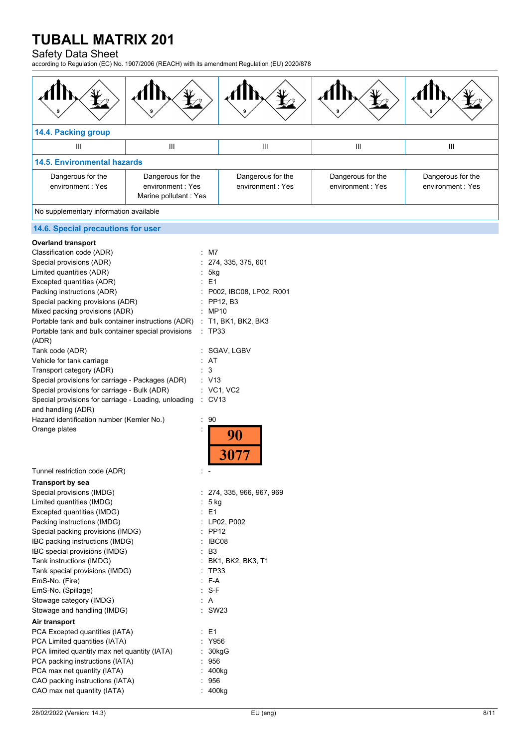| | | | | |
|---|---|---|---|---|
| | | | | |
| **14.4. Packing group** | | | | |
| III | III | III | III | III |
| **14.5. Environmental hazards** | | | | |
| Dangerous for the environment : Yes | Dangerous for the environment : Yes<br>Marine pollutant : Yes | Dangerous for the environment : Yes | Dangerous for the environment : Yes | Dangerous for the environment : Yes |
| No supplementary information available | | | | |

## 14.6. Special precautions for user

**Overland transport**

Classification code (ADR) : M7
Special provisions (ADR) : 274, 335, 375, 601
Limited quantities (ADR) : 5kg
Excepted quantities (ADR) : E1
Packing instructions (ADR) : P002, IBC08, LP02, R001
Special packing provisions (ADR) : PP12, B3
Mixed packing provisions (ADR) : MP10
Portable tank and bulk container instructions (ADR) : T1, BK1, BK2, BK3
Portable tank and bulk container special provisions (ADR) : TP33
Tank code (ADR) : SGAV, LGBV
Vehicle for tank carriage : AT
Transport category (ADR) : 3
Special provisions for carriage - Packages (ADR) : V13
Special provisions for carriage - Bulk (ADR) : VC1, VC2
Special provisions for carriage - Loading, unloading and handling (ADR) : CV13
Hazard identification number (Kemler No.) : 90
Orange plates :

| 90 |
|---|
| 3077 |

Tunnel restriction code (ADR) : -

**Transport by sea**

Special provisions (IMDG) : 274, 335, 966, 967, 969
Limited quantities (IMDG) : 5 kg
Excepted quantities (IMDG) : E1
Packing instructions (IMDG) : LP02, P002
Special packing provisions (IMDG) : PP12
IBC packing instructions (IMDG) : IBC08
IBC special provisions (IMDG) : B3
Tank instructions (IMDG) : BK1, BK2, BK3, T1
Tank special provisions (IMDG) : TP33
EmS-No. (Fire) : F-A
EmS-No. (Spillage) : S-F
Stowage category (IMDG) : A
Stowage and handling (IMDG) : SW23

**Air transport**

PCA Excepted quantities (IATA) : E1
PCA Limited quantities (IATA) : Y956
PCA limited quantity max net quantity (IATA) : 30kgG
PCA packing instructions (IATA) : 956
PCA max net quantity (IATA) : 400kg
CAO packing instructions (IATA) : 956
CAO max net quantity (IATA) : 400kg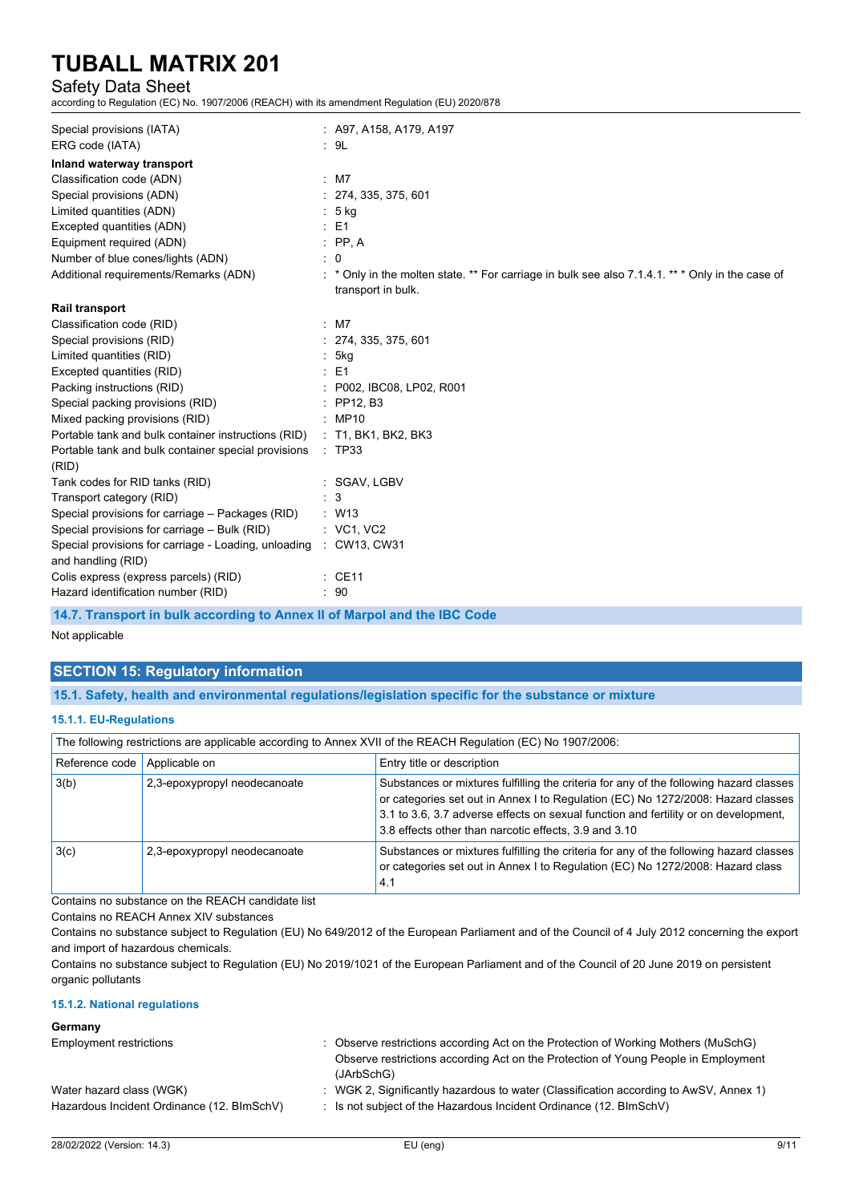| | |
|---|---|
| Special provisions (IATA) | : A97, A158, A179, A197 |
| ERG code (IATA) | : 9L |

**Inland waterway transport**

| | |
|---|---|
| Classification code (ADN) | : M7 |
| Special provisions (ADN) | : 274, 335, 375, 601 |
| Limited quantities (ADN) | : 5 kg |
| Excepted quantities (ADN) | : E1 |
| Equipment required (ADN) | : PP, A |
| Number of blue cones/lights (ADN) | : 0 |
| Additional requirements/Remarks (ADN) | : * Only in the molten state. ** For carriage in bulk see also 7.1.4.1. *** Only in the case of transport in bulk. |

**Rail transport**

| | |
|---|---|
| Classification code (RID) | : M7 |
| Special provisions (RID) | : 274, 335, 375, 601 |
| Limited quantities (RID) | : 5kg |
| Excepted quantities (RID) | : E1 |
| Packing instructions (RID) | : P002, IBC08, LP02, R001 |
| Special packing provisions (RID) | : PP12, B3 |
| Mixed packing provisions (RID) | : MP10 |
| Portable tank and bulk container instructions (RID) | : T1, BK1, BK2, BK3 |
| Portable tank and bulk container special provisions (RID) | : TP33 |
| Tank codes for RID tanks (RID) | : SGAV, LGBV |
| Transport category (RID) | : 3 |
| Special provisions for carriage – Packages (RID) | : W13 |
| Special provisions for carriage – Bulk (RID) | : VC1, VC2 |
| Special provisions for carriage - Loading, unloading and handling (RID) | : CW13, CW31 |
| Colis express (express parcels) (RID) | : CE11 |
| Hazard identification number (RID) | : 90 |

### 14.7. Transport in bulk according to Annex II of Marpol and the IBC Code

Not applicable

## SECTION 15: Regulatory information

### 15.1. Safety, health and environmental regulations/legislation specific for the substance or mixture

#### 15.1.1. EU-Regulations

The following restrictions are applicable according to Annex XVII of the REACH Regulation (EC) No 1907/2006:

| Reference code | Applicable on | Entry title or description |
|---|---|---|
| 3(b) | 2,3-epoxypropyl neodecanoate | Substances or mixtures fulfilling the criteria for any of the following hazard classes or categories set out in Annex I to Regulation (EC) No 1272/2008: Hazard classes 3.1 to 3.6, 3.7 adverse effects on sexual function and fertility or on development, 3.8 effects other than narcotic effects, 3.9 and 3.10 |
| 3(c) | 2,3-epoxypropyl neodecanoate | Substances or mixtures fulfilling the criteria for any of the following hazard classes or categories set out in Annex I to Regulation (EC) No 1272/2008: Hazard class 4.1 |

Contains no substance on the REACH candidate list

Contains no REACH Annex XIV substances

Contains no substance subject to Regulation (EU) No 649/2012 of the European Parliament and of the Council of 4 July 2012 concerning the export and import of hazardous chemicals.

Contains no substance subject to Regulation (EU) No 2019/1021 of the European Parliament and of the Council of 20 June 2019 on persistent organic pollutants

#### 15.1.2. National regulations

**Germany**

| | |
|---|---|
| Employment restrictions | : Observe restrictions according Act on the Protection of Working Mothers (MuSchG)<br>Observe restrictions according Act on the Protection of Young People in Employment (JArbSchG) |
| Water hazard class (WGK) | : WGK 2, Significantly hazardous to water (Classification according to AwSV, Annex 1) |
| Hazardous Incident Ordinance (12. BImSchV) | : Is not subject of the Hazardous Incident Ordinance (12. BImSchV) |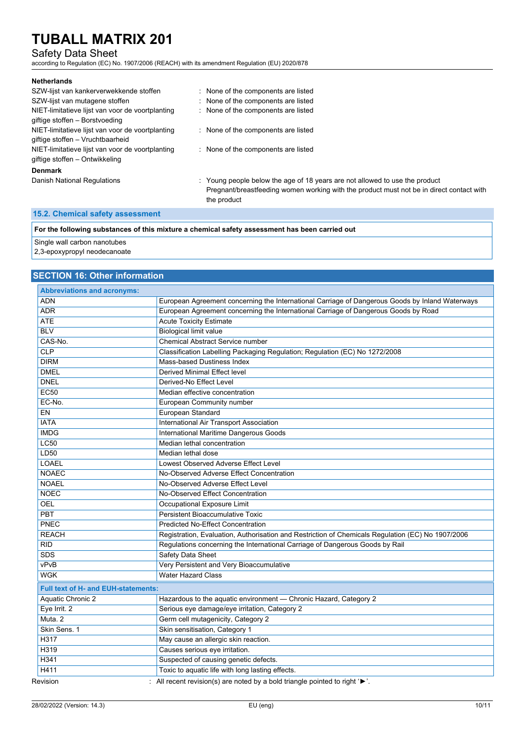**Netherlands**

| | |
|---|---|
| SZW-lijst van kankerverwekkende stoffen | : None of the components are listed |
| SZW-lijst van mutagene stoffen | : None of the components are listed |
| NIET-limitatieve lijst van voor de voortplanting giftige stoffen – Borstvoeding | : None of the components are listed |
| NIET-limitatieve lijst van voor de voortplanting giftige stoffen – Vruchtbaarheid | : None of the components are listed |
| NIET-limitatieve lijst van voor de voortplanting giftige stoffen – Ontwikkeling | : None of the components are listed |

**Denmark**

| | |
|---|---|
| Danish National Regulations | : Young people below the age of 18 years are not allowed to use the product<br>Pregnant/breastfeeding women working with the product must not be in direct contact with the product |

### 15.2. Chemical safety assessment

**For the following substances of this mixture a chemical safety assessment has been carried out**

Single wall carbon nanotubes
2,3-epoxypropyl neodecanoate

## SECTION 16: Other information

| Abbreviations and acronyms: | |
|---|---|
| ADN | European Agreement concerning the International Carriage of Dangerous Goods by Inland Waterways |
| ADR | European Agreement concerning the International Carriage of Dangerous Goods by Road |
| ATE | Acute Toxicity Estimate |
| BLV | Biological limit value |
| CAS-No. | Chemical Abstract Service number |
| CLP | Classification Labelling Packaging Regulation; Regulation (EC) No 1272/2008 |
| DIRM | Mass-based Dustiness Index |
| DMEL | Derived Minimal Effect level |
| DNEL | Derived-No Effect Level |
| EC50 | Median effective concentration |
| EC-No. | European Community number |
| EN | European Standard |
| IATA | International Air Transport Association |
| IMDG | International Maritime Dangerous Goods |
| LC50 | Median lethal concentration |
| LD50 | Median lethal dose |
| LOAEL | Lowest Observed Adverse Effect Level |
| NOAEC | No-Observed Adverse Effect Concentration |
| NOAEL | No-Observed Adverse Effect Level |
| NOEC | No-Observed Effect Concentration |
| OEL | Occupational Exposure Limit |
| PBT | Persistent Bioaccumulative Toxic |
| PNEC | Predicted No-Effect Concentration |
| REACH | Registration, Evaluation, Authorisation and Restriction of Chemicals Regulation (EC) No 1907/2006 |
| RID | Regulations concerning the International Carriage of Dangerous Goods by Rail |
| SDS | Safety Data Sheet |
| vPvB | Very Persistent and Very Bioaccumulative |
| WGK | Water Hazard Class |

| Full text of H- and EUH-statements: | |
|---|---|
| Aquatic Chronic 2 | Hazardous to the aquatic environment — Chronic Hazard, Category 2 |
| Eye Irrit. 2 | Serious eye damage/eye irritation, Category 2 |
| Muta. 2 | Germ cell mutagenicity, Category 2 |
| Skin Sens. 1 | Skin sensitisation, Category 1 |
| H317 | May cause an allergic skin reaction. |
| H319 | Causes serious eye irritation. |
| H341 | Suspected of causing genetic defects. |
| H411 | Toxic to aquatic life with long lasting effects. |

Revision : All recent revision(s) are noted by a bold triangle pointed to right '►'.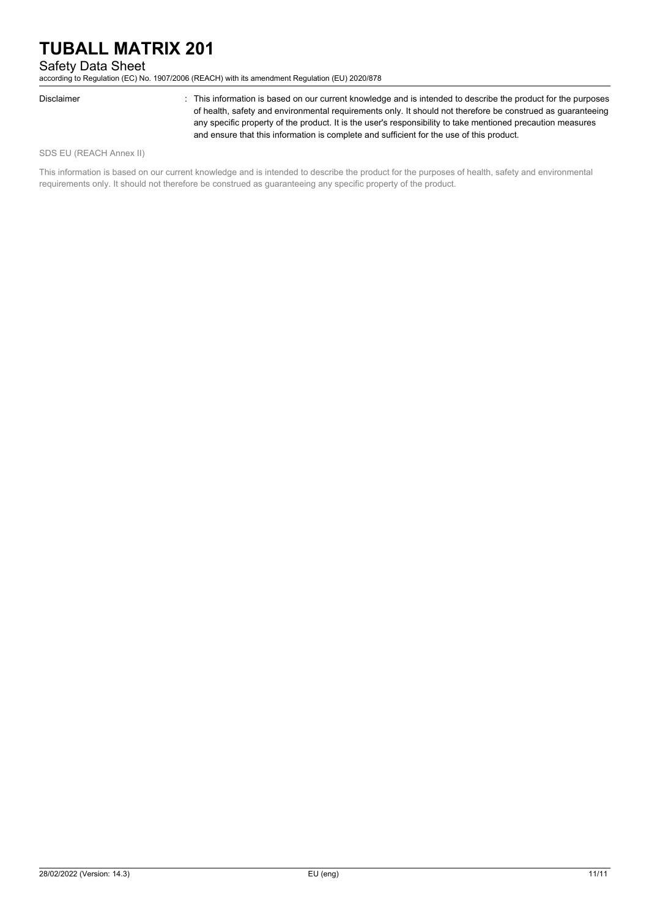Disclaimer : This information is based on our current knowledge and is intended to describe the product for the purposes of health, safety and environmental requirements only. It should not therefore be construed as guaranteeing any specific property of the product. It is the user's responsibility to take mentioned precaution measures and ensure that this information is complete and sufficient for the use of this product.

SDS EU (REACH Annex II)

This information is based on our current knowledge and is intended to describe the product for the purposes of health, safety and environmental requirements only. It should not therefore be construed as guaranteeing any specific property of the product.